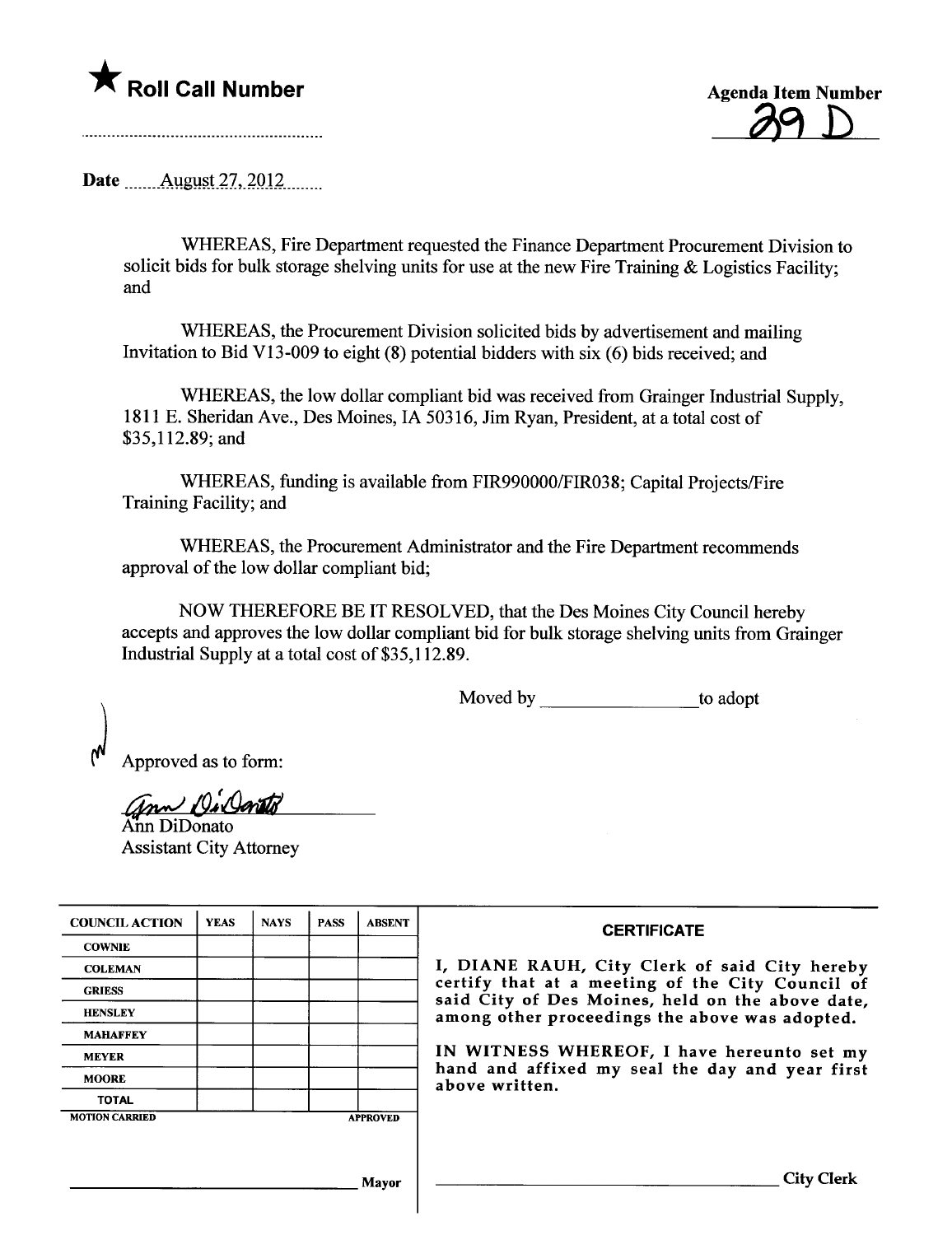★ **Roll Call Number**

........................................................

**Agenda Item Number**

29 D

Date ......August 27, 2012........

WHEREAS, Fire Department requested the Finance Department Procurement Division to solicit bids for bulk storage shelving units for use at the new Fire Training & Logistics Facility; and

WHEREAS, the Procurement Division solicited bids by advertisement and mailing Invitation to Bid V13-009 to eight (8) potential bidders with six (6) bids received; and

WHEREAS, the low dollar compliant bid was received from Grainger Industrial Supply, 1811 E. Sheridan Ave., Des Moines, IA 50316, Jim Ryan, President, at a total cost of $35,112.89; and

WHEREAS, funding is available from FIR990000/FIR038; Capital Projects/Fire Training Facility; and

WHEREAS, the Procurement Administrator and the Fire Department recommends approval of the low dollar compliant bid;

NOW THEREFORE BE IT RESOLVED, that the Des Moines City Council hereby accepts and approves the low dollar compliant bid for bulk storage shelving units from Grainger Industrial Supply at a total cost of $35,112.89.

Moved by ________________ to adopt

Approved as to form:

Ann DiDonato
Assistant City Attorney

| COUNCIL ACTION | YEAS | NAYS | PASS | ABSENT |
|---|---|---|---|---|
| COWNIE | | | | |
| COLEMAN | | | | |
| GRIESS | | | | |
| HENSLEY | | | | |
| MAHAFFEY | | | | |
| MEYER | | | | |
| MOORE | | | | |
| TOTAL | | | | |
| MOTION CARRIED | | | | APPROVED |

________________________________ Mayor

**CERTIFICATE**

I, DIANE RAUH, City Clerk of said City hereby certify that at a meeting of the City Council of said City of Des Moines, held on the above date, among other proceedings the above was adopted.

IN WITNESS WHEREOF, I have hereunto set my hand and affixed my seal the day and year first above written.

________________________________ City Clerk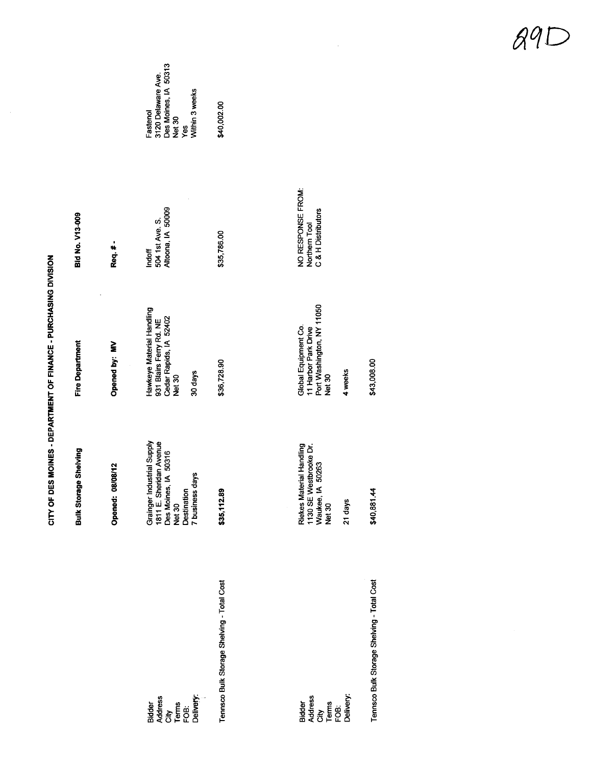89D

# CITY OF DES MOINES - DEPARTMENT OF FINANCE - PURCHASING DIVISION

| | | | |
|---|---|---|---|
| Bulk Storage Shelving | Fire Department | Bid No. V13-009 | |
| Opened: 08/08/12 | Opened by: MV | Req. # - | |

| | | | | |
|---|---|---|---|---|
| Bidder | Grainger Industrial Supply | Hawkeye Material Handling | Indoff | Fastenol |
| Address | 1811 E. Sheridan Avenue | 931 Blairs Ferry Rd. NE | 504 1st Ave. S. | 3120 Delaware Ave. |
| City | Des Moines, IA 50316 | Cedar Rapids, IA 52402 | Altoona, IA 50009 | Des Moines, IA 50313 |
| Terms | Net 30 | Net 30 | | Net 30 |
| FOB: | Destination | | | Yes |
| Delivery: | 7 business days | 30 days | | Within 3 weeks |
| Tennsco Bulk Storage Shelving - Total Cost | **$35,112.89** | $36,728.90 | $35,786.00 | $40,002.00 |

| | | | |
|---|---|---|---|
| Bidder | Riekes Material Handling | Global Equipment Co. | NO RESPONSE FROM: |
| Address | 1130 SE Westbrooke Dr. | 11 Harbor Park Drive | Northern Tool |
| City | Waukee, IA 50263 | Port Washington, NY 11050 | C & H Distributors |
| Terms | Net 30 | Net 30 | |
| FOB: | | | |
| Delivery: | 21 days | 4 weeks | |
| Tennsco Bulk Storage Shelving - Total Cost | $40,881.44 | $43,008.00 | |